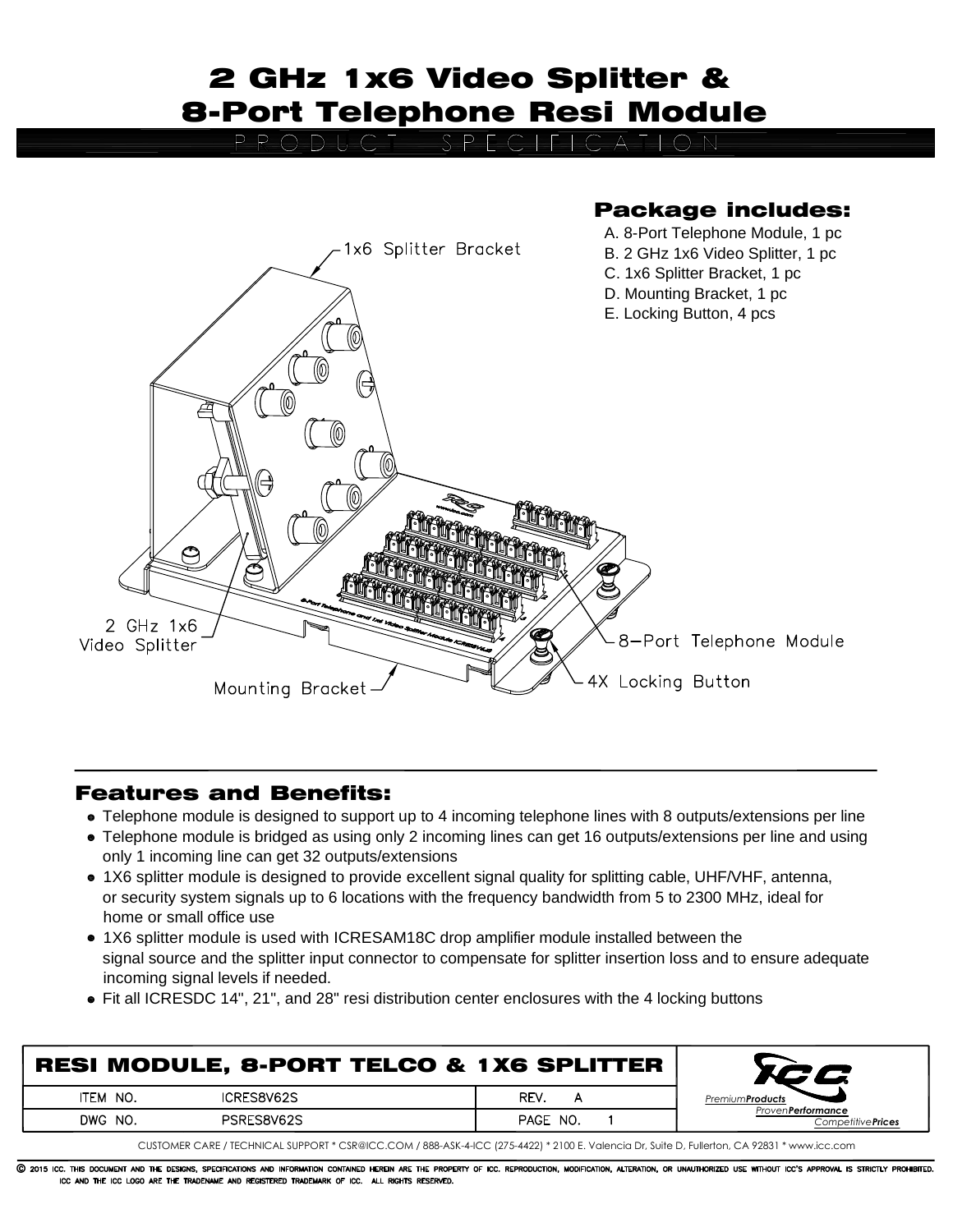# 2 GHz 1x6 Video Splitter & 8-Port Telephone Resi Module

PRODUCT SPECIFICATION

1x6 Splitter Bracket

2 GHz 1x6 Video Splitter

Mounting Bracket

8–Port Telephone Module

4X Locking Button

## Package includes:

A. 8-Port Telephone Module, 1 pc
B. 2 GHz 1x6 Video Splitter, 1 pc
C. 1x6 Splitter Bracket, 1 pc
D. Mounting Bracket, 1 pc
E. Locking Button, 4 pcs

## Features and Benefits:

- Telephone module is designed to support up to 4 incoming telephone lines with 8 outputs/extensions per line
- Telephone module is bridged as using only 2 incoming lines can get 16 outputs/extensions per line and using only 1 incoming line can get 32 outputs/extensions
- 1X6 splitter module is designed to provide excellent signal quality for splitting cable, UHF/VHF, antenna, or security system signals up to 6 locations with the frequency bandwidth from 5 to 2300 MHz, ideal for home or small office use
- 1X6 splitter module is used with ICRESAM18C drop amplifier module installed between the signal source and the splitter input connector to compensate for splitter insertion loss and to ensure adequate incoming signal levels if needed.
- Fit all ICRESDC 14", 21", and 28" resi distribution center enclosures with the 4 locking buttons

| RESI MODULE, 8-PORT TELCO & 1X6 SPLITTER | | | |
|---|---|---|---|
| ITEM NO. | ICRES8V62S | REV. | A |
| DWG NO. | PSRES8V62S | PAGE NO. | 1 |

*Premium**Products*** *Proven**Performance*** *Competitive**Prices***

CUSTOMER CARE / TECHNICAL SUPPORT * CSR@ICC.COM / 888-ASK-4-ICC (275-4422) * 2100 E. Valencia Dr, Suite D, Fullerton, CA 92831 * www.icc.com

© 2015 ICC. THIS DOCUMENT AND THE DESIGNS, SPECIFICATIONS AND INFORMATION CONTAINED HEREIN ARE THE PROPERTY OF ICC. REPRODUCTION, MODIFICATION, ALTERATION, OR UNAUTHORIZED USE WITHOUT ICC'S APPROVAL IS STRICTLY PROHIBITED. ICC AND THE ICC LOGO ARE THE TRADENAME AND REGISTERED TRADEMARK OF ICC. ALL RIGHTS RESERVED.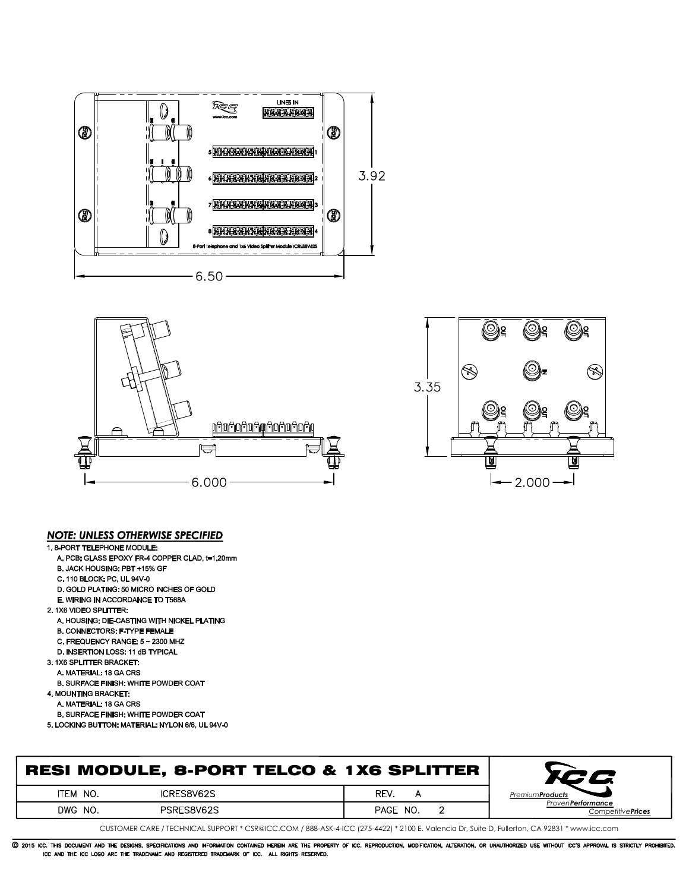LINES IN

www.icc.com

8-Port Telephone and 1x6 Video Splitter Module ICRES8V62S

3.92

6.50

6.000

3.35

2.000

### *NOTE: UNLESS OTHERWISE SPECIFIED*

1. 8-PORT TELEPHONE MODULE:
   - A. PCB: GLASS EPOXY FR-4 COPPER CLAD, t=1.20mm
   - B. JACK HOUSING: PBT +15% GF
   - C. 110 BLOCK: PC, UL 94V-0
   - D. GOLD PLATING: 50 MICRO INCHES OF GOLD
   - E. WIRING IN ACCORDANCE TO T568A
2. 1X6 VIDEO SPLITTER:
   - A. HOUSING: DIE-CASTING WITH NICKEL PLATING
   - B. CONNECTORS: F-TYPE FEMALE
   - C. FREQUENCY RANGE: 5 ~ 2300 MHZ
   - D. INSERTION LOSS: 11 dB TYPICAL
3. 1X6 SPLITTER BRACKET:
   - A. MATERIAL: 18 GA CRS
   - B. SURFACE FINISH: WHITE POWDER COAT
4. MOUNTING BRACKET:
   - A. MATERIAL: 18 GA CRS
   - B. SURFACE FINISH: WHITE POWDER COAT
5. LOCKING BUTTON: MATERIAL: NYLON 6/6, UL 94V-0

| RESI MODULE, 8-PORT TELCO & 1X6 SPLITTER | | | |
|---|---|---|---|
| ITEM NO. | ICRES8V62S | REV. | A |
| DWG NO. | PSRES8V62S | PAGE NO. | 2 |

*Premium**Products*** *Proven**Performance*** *Competitive**Prices***

CUSTOMER CARE / TECHNICAL SUPPORT * CSR@ICC.COM / 888-ASK-4-ICC (275-4422) * 2100 E. Valencia Dr, Suite D, Fullerton, CA 92831 * www.icc.com

© 2015 ICC. THIS DOCUMENT AND THE DESIGNS, SPECIFICATIONS AND INFORMATION CONTAINED HEREIN ARE THE PROPERTY OF ICC. REPRODUCTION, MODIFICATION, ALTERATION, OR UNAUTHORIZED USE WITHOUT ICC'S APPROVAL IS STRICTLY PROHIBITED. ICC AND THE ICC LOGO ARE THE TRADENAME AND REGISTERED TRADEMARK OF ICC. ALL RIGHTS RESERVED.